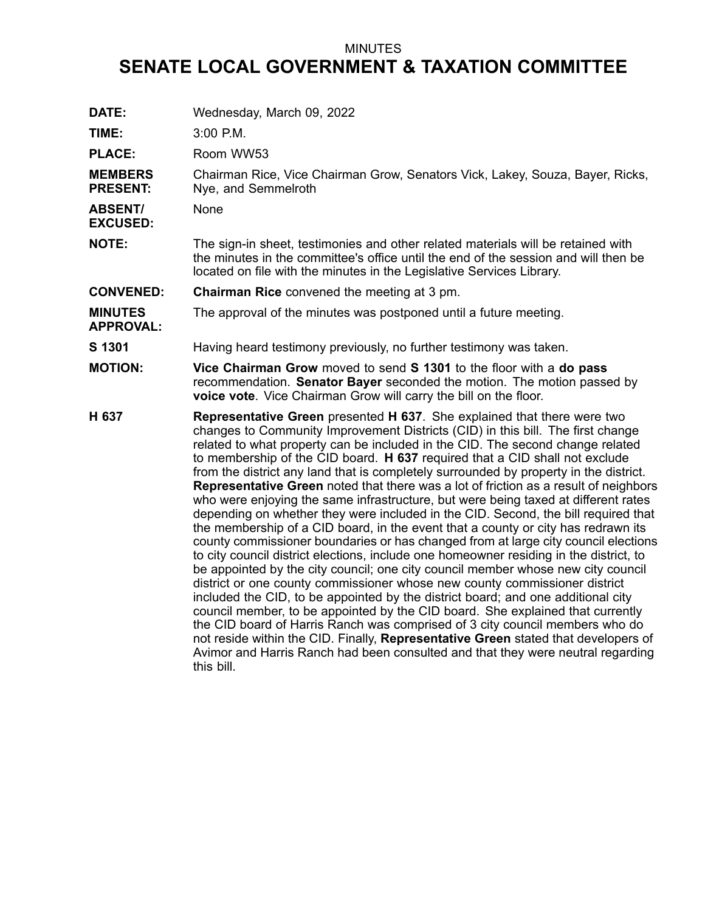MINUTES

# SENATE LOCAL GOVERNMENT & TAXATION COMMITTEE

**DATE:** Wednesday, March 09, 2022

**TIME:** 3:00 P.M.

**PLACE:** Room WW53

**MEMBERS PRESENT:** Chairman Rice, Vice Chairman Grow, Senators Vick, Lakey, Souza, Bayer, Ricks, Nye, and Semmelroth

**ABSENT/ EXCUSED:** None

**NOTE:** The sign-in sheet, testimonies and other related materials will be retained with the minutes in the committee's office until the end of the session and will then be located on file with the minutes in the Legislative Services Library.

**CONVENED:** **Chairman Rice** convened the meeting at 3 pm.

**MINUTES APPROVAL:** The approval of the minutes was postponed until a future meeting.

**S 1301** Having heard testimony previously, no further testimony was taken.

**MOTION:** **Vice Chairman Grow** moved to send **S 1301** to the floor with a **do pass** recommendation. **Senator Bayer** seconded the motion. The motion passed by **voice vote**. Vice Chairman Grow will carry the bill on the floor.

**H 637** **Representative Green** presented **H 637**. She explained that there were two changes to Community Improvement Districts (CID) in this bill. The first change related to what property can be included in the CID. The second change related to membership of the CID board. **H 637** required that a CID shall not exclude from the district any land that is completely surrounded by property in the district. **Representative Green** noted that there was a lot of friction as a result of neighbors who were enjoying the same infrastructure, but were being taxed at different rates depending on whether they were included in the CID. Second, the bill required that the membership of a CID board, in the event that a county or city has redrawn its county commissioner boundaries or has changed from at large city council elections to city council district elections, include one homeowner residing in the district, to be appointed by the city council; one city council member whose new city council district or one county commissioner whose new county commissioner district included the CID, to be appointed by the district board; and one additional city council member, to be appointed by the CID board. She explained that currently the CID board of Harris Ranch was comprised of 3 city council members who do not reside within the CID. Finally, **Representative Green** stated that developers of Avimor and Harris Ranch had been consulted and that they were neutral regarding this bill.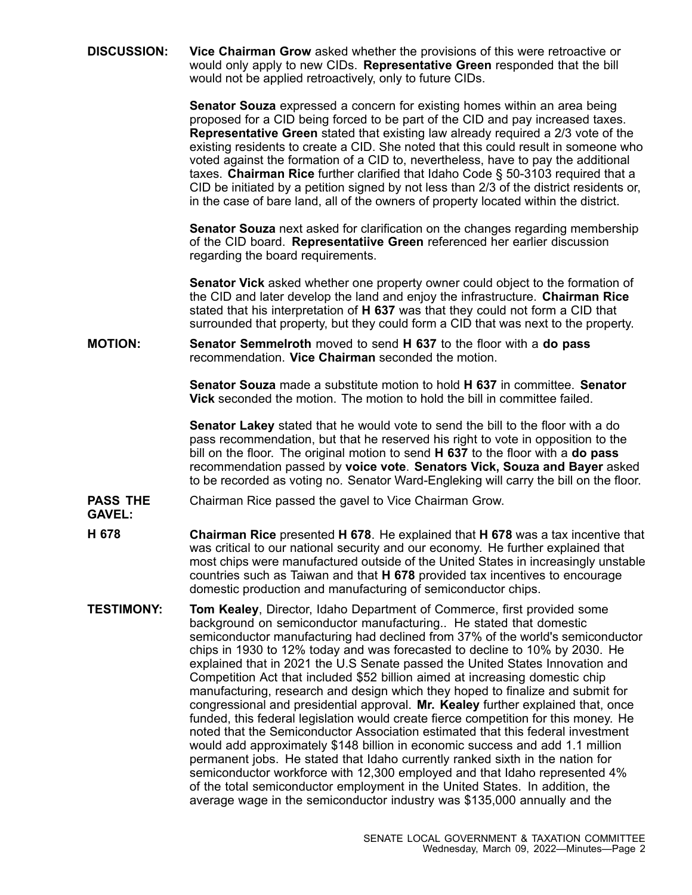**DISCUSSION:** **Vice Chairman Grow** asked whether the provisions of this were retroactive or would only apply to new CIDs. **Representative Green** responded that the bill would not be applied retroactively, only to future CIDs.

**Senator Souza** expressed a concern for existing homes within an area being proposed for a CID being forced to be part of the CID and pay increased taxes. **Representative Green** stated that existing law already required a 2/3 vote of the existing residents to create a CID. She noted that this could result in someone who voted against the formation of a CID to, nevertheless, have to pay the additional taxes. **Chairman Rice** further clarified that Idaho Code § 50-3103 required that a CID be initiated by a petition signed by not less than 2/3 of the district residents or, in the case of bare land, all of the owners of property located within the district.

**Senator Souza** next asked for clarification on the changes regarding membership of the CID board. **Representatiive Green** referenced her earlier discussion regarding the board requirements.

**Senator Vick** asked whether one property owner could object to the formation of the CID and later develop the land and enjoy the infrastructure. **Chairman Rice** stated that his interpretation of **H 637** was that they could not form a CID that surrounded that property, but they could form a CID that was next to the property.

**MOTION:** **Senator Semmelroth** moved to send **H 637** to the floor with a **do pass** recommendation. **Vice Chairman** seconded the motion.

**Senator Souza** made a substitute motion to hold **H 637** in committee. **Senator Vick** seconded the motion. The motion to hold the bill in committee failed.

**Senator Lakey** stated that he would vote to send the bill to the floor with a do pass recommendation, but that he reserved his right to vote in opposition to the bill on the floor. The original motion to send **H 637** to the floor with a **do pass** recommendation passed by **voice vote**. **Senators Vick, Souza and Bayer** asked to be recorded as voting no. Senator Ward-Engleking will carry the bill on the floor.

**PASS THE GAVEL:** Chairman Rice passed the gavel to Vice Chairman Grow.

**H 678** **Chairman Rice** presented **H 678**. He explained that **H 678** was a tax incentive that was critical to our national security and our economy. He further explained that most chips were manufactured outside of the United States in increasingly unstable countries such as Taiwan and that **H 678** provided tax incentives to encourage domestic production and manufacturing of semiconductor chips.

**TESTIMONY:** **Tom Kealey**, Director, Idaho Department of Commerce, first provided some background on semiconductor manufacturing.. He stated that domestic semiconductor manufacturing had declined from 37% of the world's semiconductor chips in 1930 to 12% today and was forecasted to decline to 10% by 2030. He explained that in 2021 the U.S Senate passed the United States Innovation and Competition Act that included $52 billion aimed at increasing domestic chip manufacturing, research and design which they hoped to finalize and submit for congressional and presidential approval. **Mr. Kealey** further explained that, once funded, this federal legislation would create fierce competition for this money. He noted that the Semiconductor Association estimated that this federal investment would add approximately $148 billion in economic success and add 1.1 million permanent jobs. He stated that Idaho currently ranked sixth in the nation for semiconductor workforce with 12,300 employed and that Idaho represented 4% of the total semiconductor employment in the United States. In addition, the average wage in the semiconductor industry was $135,000 annually and the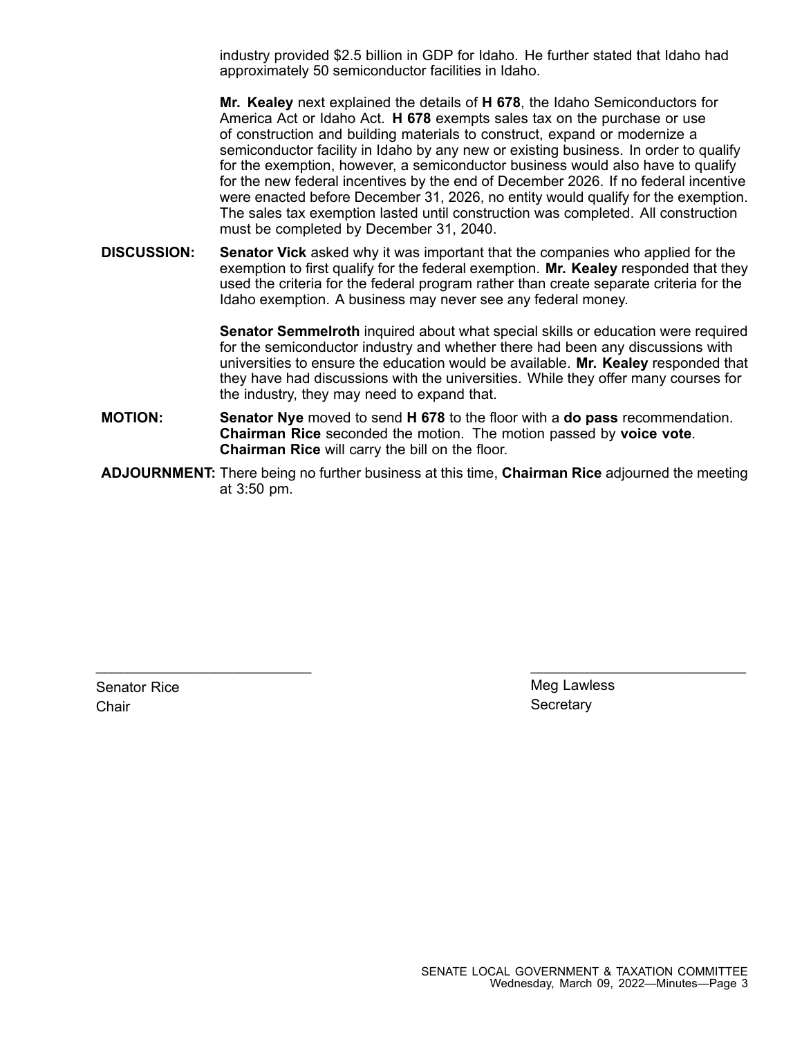industry provided $2.5 billion in GDP for Idaho. He further stated that Idaho had approximately 50 semiconductor facilities in Idaho.

**Mr. Kealey** next explained the details of **H 678**, the Idaho Semiconductors for America Act or Idaho Act. **H 678** exempts sales tax on the purchase or use of construction and building materials to construct, expand or modernize a semiconductor facility in Idaho by any new or existing business. In order to qualify for the exemption, however, a semiconductor business would also have to qualify for the new federal incentives by the end of December 2026. If no federal incentive were enacted before December 31, 2026, no entity would qualify for the exemption. The sales tax exemption lasted until construction was completed. All construction must be completed by December 31, 2040.

**DISCUSSION:** **Senator Vick** asked why it was important that the companies who applied for the exemption to first qualify for the federal exemption. **Mr. Kealey** responded that they used the criteria for the federal program rather than create separate criteria for the Idaho exemption. A business may never see any federal money.

**Senator Semmelroth** inquired about what special skills or education were required for the semiconductor industry and whether there had been any discussions with universities to ensure the education would be available. **Mr. Kealey** responded that they have had discussions with the universities. While they offer many courses for the industry, they may need to expand that.

**MOTION:** **Senator Nye** moved to send **H 678** to the floor with a **do pass** recommendation. **Chairman Rice** seconded the motion. The motion passed by **voice vote**. **Chairman Rice** will carry the bill on the floor.

**ADJOURNMENT:** There being no further business at this time, **Chairman Rice** adjourned the meeting at 3:50 pm.

___________________________

Senator Rice
Chair

___________________________

Meg Lawless
Secretary